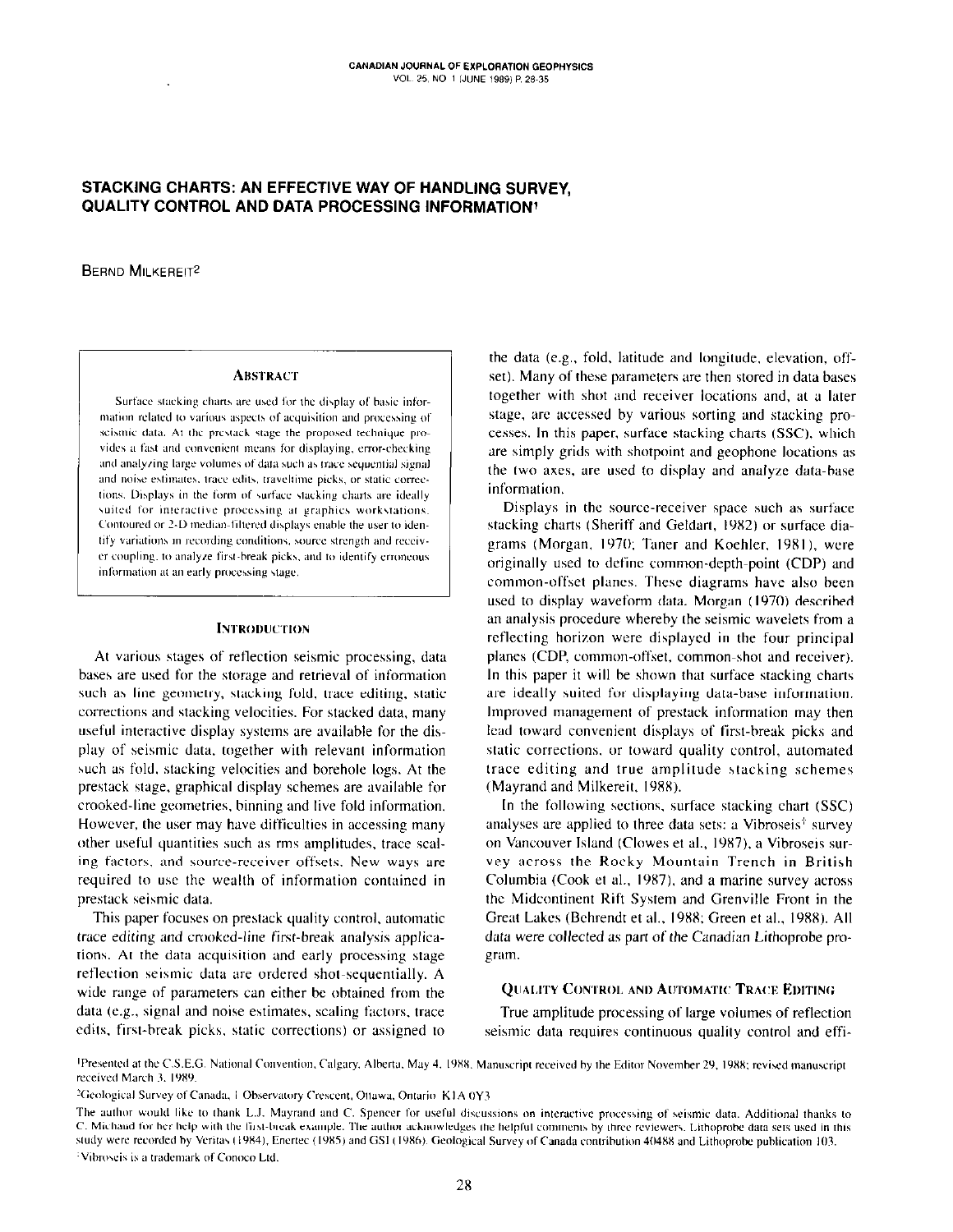# STACKING CHARTS: AN EFFECTIVE WAY OF HANDLING SURVEY, QUALITY CONTROL AND DATA PROCESSING INFORMATION[1]

BERND MILKEREIT[2]

## ABSTRACT

Surface stacking charts are used for the display of basic information related to various aspects of acquisition and processing of seismic data. At the prestack stage the proposed technique provides a fast and convenient means for displaying, error-checking and analyzing large volumes of data such as trace sequential signal and noise estimates, trace edits, traveltime picks, or static corrections. Displays in the form of surface stacking charts are ideally suited for interactive processing at graphics workstations. Contoured or 2-D median-filtered displays enable the user to identify variations in recording conditions, source strength and receiver coupling, to analyze first-break picks, and to identify erroneous information at an early processing stage.

## INTRODUCTION

At various stages of reflection seismic processing, data bases are used for the storage and retrieval of information such as line geometry, stacking fold, trace editing, static corrections and stacking velocities. For stacked data, many useful interactive display systems are available for the display of seismic data, together with relevant information such as fold, stacking velocities and borehole logs. At the prestack stage, graphical display schemes are available for crooked-line geometries, binning and live fold information. However, the user may have difficulties in accessing many other useful quantities such as rms amplitudes, trace scaling factors, and source-receiver offsets. New ways are required to use the wealth of information contained in prestack seismic data.

This paper focuses on prestack quality control, automatic trace editing and crooked-line first-break analysis applications. At the data acquisition and early processing stage reflection seismic data are ordered shot-sequentially. A wide range of parameters can either be obtained from the data (e.g., signal and noise estimates, scaling factors, trace edits, first-break picks, static corrections) or assigned to the data (e.g., fold, latitude and longitude, elevation, offset). Many of these parameters are then stored in data bases together with shot and receiver locations and, at a later stage, are accessed by various sorting and stacking processes. In this paper, surface stacking charts (SSC), which are simply grids with shotpoint and geophone locations as the two axes, are used to display and analyze data-base information.

Displays in the source-receiver space such as surface stacking charts (Sheriff and Geldart, 1982) or surface diagrams (Morgan, 1970; Taner and Koehler, 1981), were originally used to define common-depth-point (CDP) and common-offset planes. These diagrams have also been used to display waveform data. Morgan (1970) described an analysis procedure whereby the seismic wavelets from a reflecting horizon were displayed in the four principal planes (CDP, common-offset, common-shot and receiver). In this paper it will be shown that surface stacking charts are ideally suited for displaying data-base information. Improved management of prestack information may then lead toward convenient displays of first-break picks and static corrections, or toward quality control, automated trace editing and true amplitude stacking schemes (Mayrand and Milkereit, 1988).

In the following sections, surface stacking chart (SSC) analyses are applied to three data sets: a Vibroseis[3] survey on Vancouver Island (Clowes et al., 1987), a Vibroseis survey across the Rocky Mountain Trench in British Columbia (Cook et al., 1987), and a marine survey across the Midcontinent Rift System and Grenville Front in the Great Lakes (Behrendt et al., 1988; Green et al., 1988). All data were collected as part of the Canadian Lithoprobe program.

## QUALITY CONTROL AND AUTOMATIC TRACE EDITING

True amplitude processing of large volumes of reflection seismic data requires continuous quality control and effi-

---

[1] Presented at the C.S.E.G. National Convention, Calgary, Alberta, May 4, 1988. Manuscript received by the Editor November 29, 1988; revised manuscript received March 3, 1989.

[2] Geological Survey of Canada, 1 Observatory Crescent, Ottawa, Ontario K1A 0Y3

The author would like to thank L.J. Mayrand and C. Spencer for useful discussions on interactive processing of seismic data. Additional thanks to C. Michaud for her help with the first-break example. The author acknowledges the helpful comments by three reviewers. Lithoprobe data sets used in this study were recorded by Veritas (1984), Enertec (1985) and GSI (1986). Geological Survey of Canada contribution 40488 and Lithoprobe publication 103.

[3] Vibroseis is a trademark of Conoco Ltd.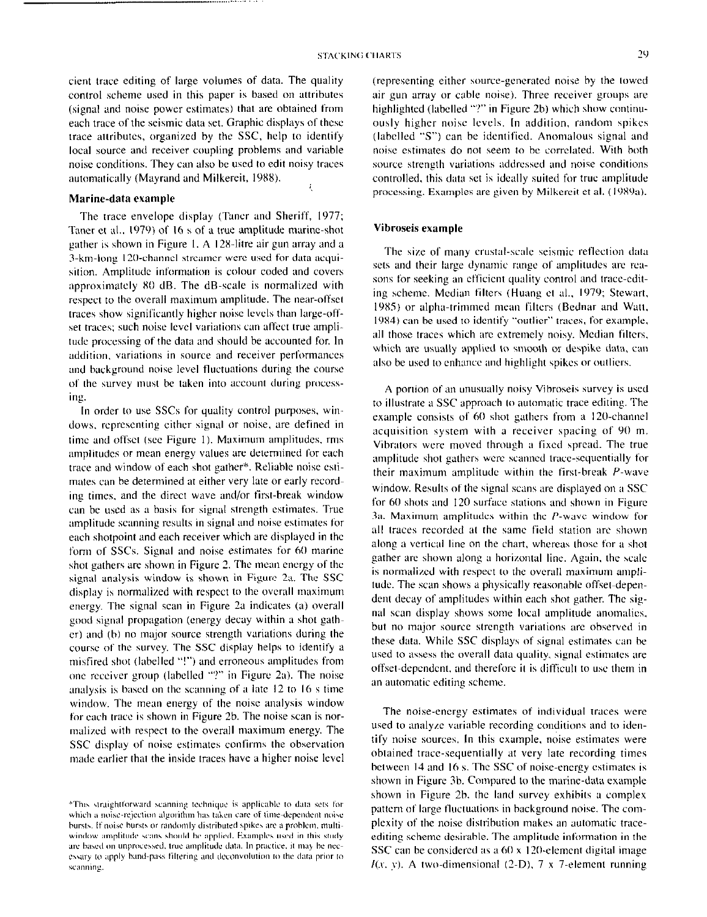cient trace editing of large volumes of data. The quality control scheme used in this paper is based on attributes (signal and noise power estimates) that are obtained from each trace of the seismic data set. Graphic displays of these trace attributes, organized by the SSC, help to identify local source and receiver coupling problems and variable noise conditions. They can also be used to edit noisy traces automatically (Mayrand and Milkereit, 1988).

### Marine-data example

The trace envelope display (Taner and Sheriff, 1977; Taner et al., 1979) of 16 s of a true amplitude marine-shot gather is shown in Figure 1. A 128-litre air gun array and a 3-km-long 120-channel streamer were used for data acquisition. Amplitude information is colour coded and covers approximately 80 dB. The dB-scale is normalized with respect to the overall maximum amplitude. The near-offset traces show significantly higher noise levels than large-offset traces; such noise level variations can affect true amplitude processing of the data and should be accounted for. In addition, variations in source and receiver performances and background noise level fluctuations during the course of the survey must be taken into account during processing.

In order to use SSCs for quality control purposes, windows, representing either signal or noise, are defined in time and offset (see Figure 1). Maximum amplitudes, rms amplitudes or mean energy values are determined for each trace and window of each shot gather*. Reliable noise estimates can be determined at either very late or early recording times, and the direct wave and/or first-break window can be used as a basis for signal strength estimates. True amplitude scanning results in signal and noise estimates for each shotpoint and each receiver which are displayed in the form of SSCs. Signal and noise estimates for 60 marine shot gathers are shown in Figure 2. The mean energy of the signal analysis window is shown in Figure 2a. The SSC display is normalized with respect to the overall maximum energy. The signal scan in Figure 2a indicates (a) overall good signal propagation (energy decay within a shot gather) and (b) no major source strength variations during the course of the survey. The SSC display helps to identify a misfired shot (labelled "!") and erroneous amplitudes from one receiver group (labelled "?" in Figure 2a). The noise analysis is based on the scanning of a late 12 to 16 s time window. The mean energy of the noise analysis window for each trace is shown in Figure 2b. The noise scan is normalized with respect to the overall maximum energy. The SSC display of noise estimates confirms the observation made earlier that the inside traces have a higher noise level (representing either source-generated noise by the towed air gun array or cable noise). Three receiver groups are highlighted (labelled "?" in Figure 2b) which show continuously higher noise levels. In addition, random spikes (labelled "S") can be identified. Anomalous signal and noise estimates do not seem to be correlated. With both source strength variations addressed and noise conditions controlled, this data set is ideally suited for true amplitude processing. Examples are given by Milkereit et al. (1989a).

### Vibroseis example

The size of many crustal-scale seismic reflection data sets and their large dynamic range of amplitudes are reasons for seeking an efficient quality control and trace-editing scheme. Median filters (Huang et al., 1979; Stewart, 1985) or alpha-trimmed mean filters (Bednar and Watt, 1984) can be used to identify "outlier" traces, for example, all those traces which are extremely noisy. Median filters, which are usually applied to smooth or despike data, can also be used to enhance and highlight spikes or outliers.

A portion of an unusually noisy Vibroseis survey is used to illustrate a SSC approach to automatic trace editing. The example consists of 60 shot gathers from a 120-channel acquisition system with a receiver spacing of 90 m. Vibrators were moved through a fixed spread. The true amplitude shot gathers were scanned trace-sequentially for their maximum amplitude within the first-break *P*-wave window. Results of the signal scans are displayed on a SSC for 60 shots and 120 surface stations and shown in Figure 3a. Maximum amplitudes within the *P*-wave window for all traces recorded at the same field station are shown along a vertical line on the chart, whereas those for a shot gather are shown along a horizontal line. Again, the scale is normalized with respect to the overall maximum amplitude. The scan shows a physically reasonable offset-dependent decay of amplitudes within each shot gather. The signal scan display shows some local amplitude anomalies, but no major source strength variations are observed in these data. While SSC displays of signal estimates can be used to assess the overall data quality, signal estimates are offset-dependent, and therefore it is difficult to use them in an automatic editing scheme.

The noise-energy estimates of individual traces were used to analyze variable recording conditions and to identify noise sources. In this example, noise estimates were obtained trace-sequentially at very late recording times between 14 and 16 s. The SSC of noise-energy estimates is shown in Figure 3b. Compared to the marine-data example shown in Figure 2b, the land survey exhibits a complex pattern of large fluctuations in background noise. The complexity of the noise distribution makes an automatic trace-editing scheme desirable. The amplitude information in the SSC can be considered as a 60 x 120-element digital image $I(x, y)$. A two-dimensional (2-D), 7 x 7-element running

*This straightforward scanning technique is applicable to data sets for which a noise-rejection algorithm has taken care of time-dependent noise bursts. If noise bursts or randomly distributed spikes are a problem, multi-window amplitude scans should be applied. Examples used in this study are based on unprocessed, true amplitude data. In practice, it may be necessary to apply band-pass filtering and deconvolution to the data prior to scanning.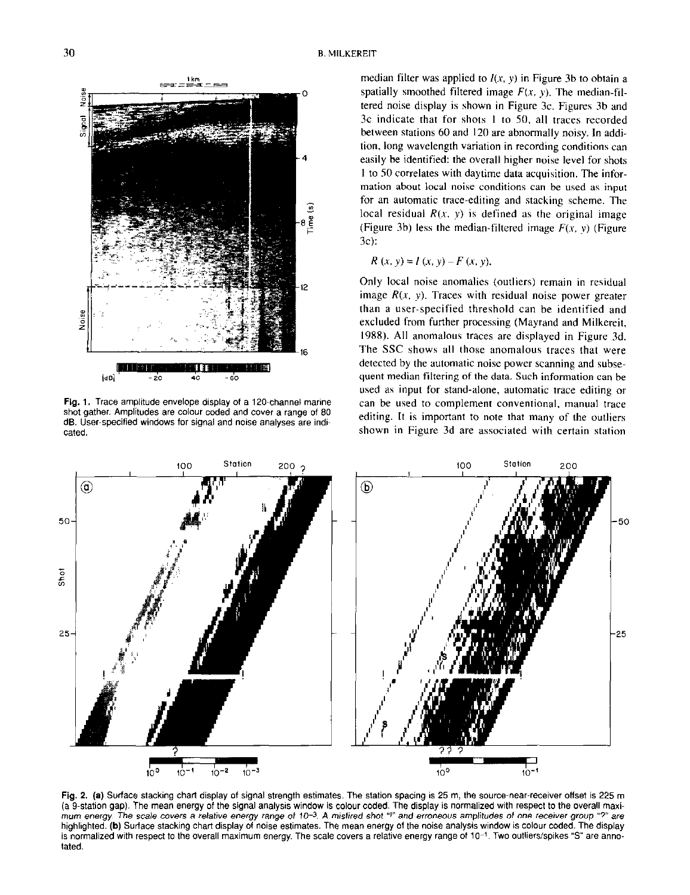Fig. 1. Trace amplitude envelope display of a 120-channel marine shot gather. Amplitudes are colour coded and cover a range of 80 dB. User-specified windows for signal and noise analyses are indicated.

median filter was applied to $I(x, y)$ in Figure 3b to obtain a spatially smoothed filtered image $F(x, y)$. The median-filtered noise display is shown in Figure 3c. Figures 3b and 3c indicate that for shots 1 to 50, all traces recorded between stations 60 and 120 are abnormally noisy. In addition, long wavelength variation in recording conditions can easily be identified: the overall higher noise level for shots 1 to 50 correlates with daytime data acquisition. The information about local noise conditions can be used as input for an automatic trace-editing and stacking scheme. The local residual $R(x, y)$ is defined as the original image (Figure 3b) less the median-filtered image $F(x, y)$ (Figure 3c):

$$R(x, y) = I(x, y) - F(x, y).$$

Only local noise anomalies (outliers) remain in residual image $R(x, y)$. Traces with residual noise power greater than a user-specified threshold can be identified and excluded from further processing (Mayrand and Milkereit, 1988). All anomalous traces are displayed in Figure 3d. The SSC shows all those anomalous traces that were detected by the automatic noise power scanning and subsequent median filtering of the data. Such information can be used as input for stand-alone, automatic trace editing or can be used to complement conventional, manual trace editing. It is important to note that many of the outliers shown in Figure 3d are associated with certain station

Fig. 2. (a) Surface stacking chart display of signal strength estimates. The station spacing is 25 m, the source-near-receiver offset is 225 m (a 9-station gap). The mean energy of the signal analysis window is colour coded. The display is normalized with respect to the overall maximum energy. The scale covers a relative energy range of $10^{-3}$. A misfired shot "!" and erroneous amplitudes of one receiver group "?" are highlighted. (b) Surface stacking chart display of noise estimates. The mean energy of the noise analysis window is colour coded. The display is normalized with respect to the overall maximum energy. The scale covers a relative energy range of $10^{-1}$. Two outliers/spikes "S" are annotated.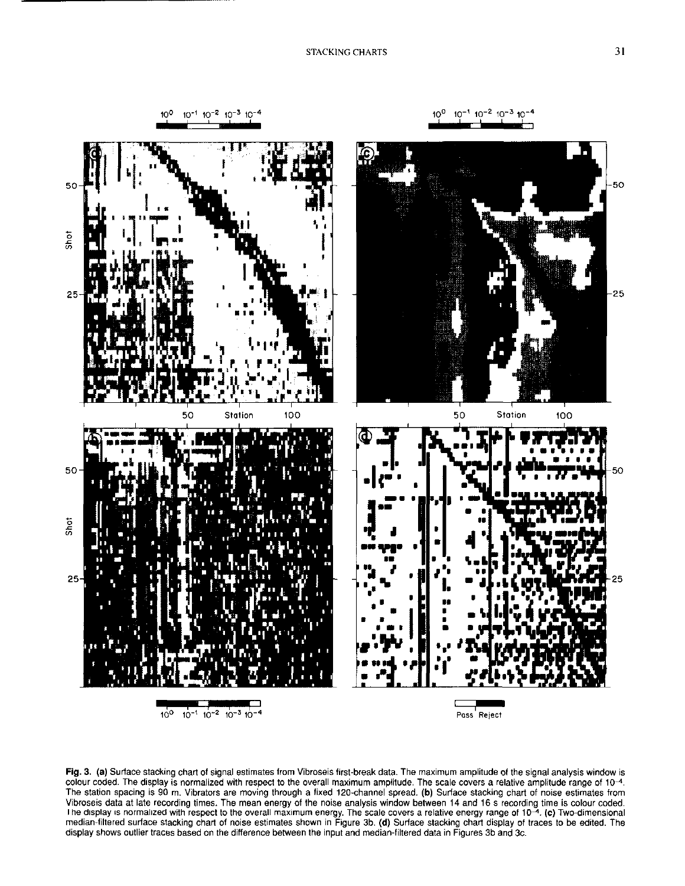**Fig. 3.** **(a)** Surface stacking chart of signal estimates from Vibroseis first-break data. The maximum amplitude of the signal analysis window is colour coded. The display is normalized with respect to the overall maximum amplitude. The scale covers a relative amplitude range of $10^{-4}$. The station spacing is 90 m. Vibrators are moving through a fixed 120-channel spread. **(b)** Surface stacking chart of noise estimates from Vibroseis data at late recording times. The mean energy of the noise analysis window between 14 and 16 s recording time is colour coded. The display is normalized with respect to the overall maximum energy. The scale covers a relative energy range of $10^{-4}$. **(c)** Two-dimensional median-filtered surface stacking chart of noise estimates shown in Figure 3b. **(d)** Surface stacking chart display of traces to be edited. The display shows outlier traces based on the difference between the input and median-filtered data in Figures 3b and 3c.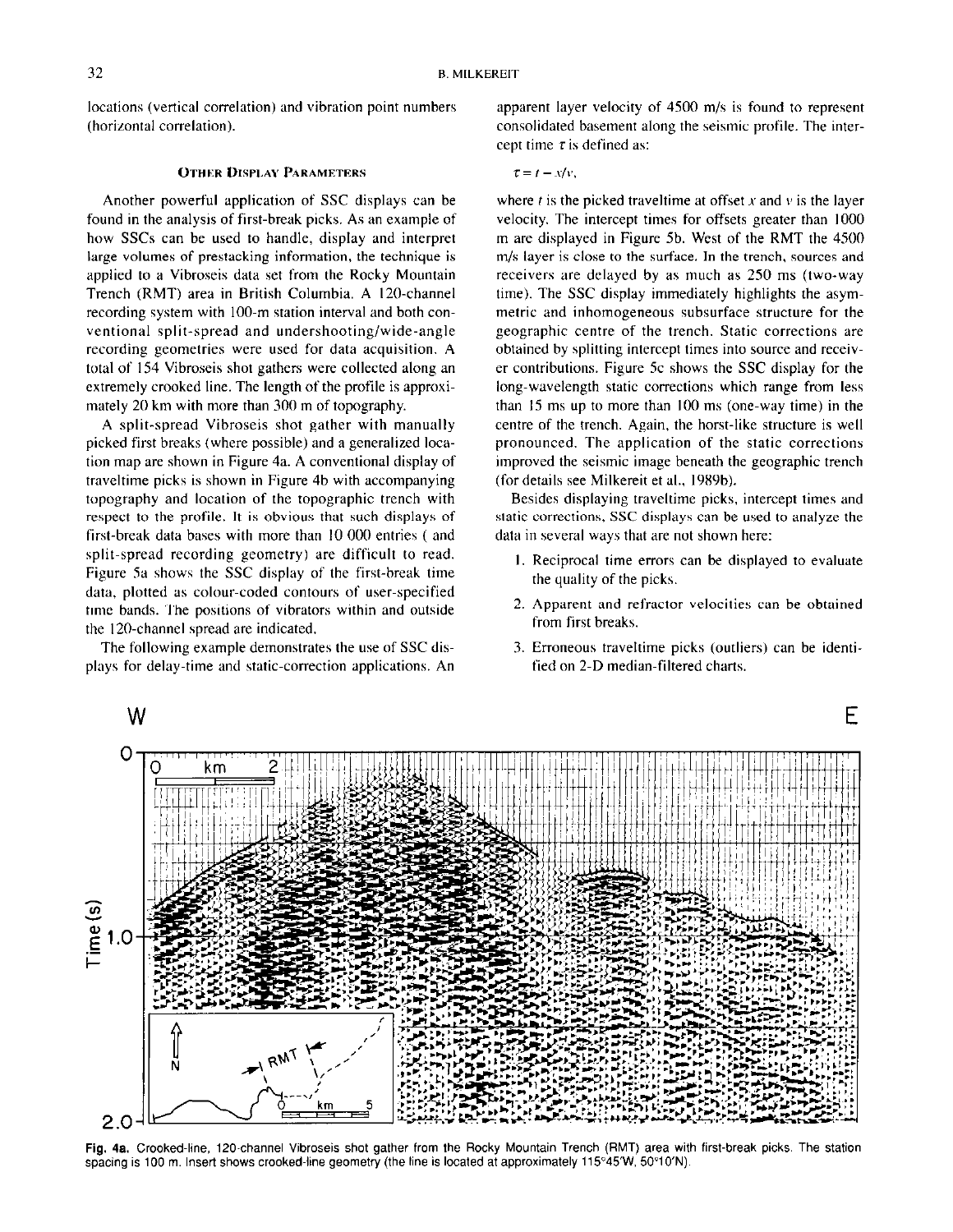locations (vertical correlation) and vibration point numbers (horizontal correlation).

### Other Display Parameters

Another powerful application of SSC displays can be found in the analysis of first-break picks. As an example of how SSCs can be used to handle, display and interpret large volumes of prestacking information, the technique is applied to a Vibroseis data set from the Rocky Mountain Trench (RMT) area in British Columbia. A 120-channel recording system with 100-m station interval and both conventional split-spread and undershooting/wide-angle recording geometries were used for data acquisition. A total of 154 Vibroseis shot gathers were collected along an extremely crooked line. The length of the profile is approximately 20 km with more than 300 m of topography.

A split-spread Vibroseis shot gather with manually picked first breaks (where possible) and a generalized location map are shown in Figure 4a. A conventional display of traveltime picks is shown in Figure 4b with accompanying topography and location of the topographic trench with respect to the profile. It is obvious that such displays of first-break data bases with more than 10 000 entries ( and split-spread recording geometry) are difficult to read. Figure 5a shows the SSC display of the first-break time data, plotted as colour-coded contours of user-specified time bands. The positions of vibrators within and outside the 120-channel spread are indicated.

The following example demonstrates the use of SSC displays for delay-time and static-correction applications. An apparent layer velocity of 4500 m/s is found to represent consolidated basement along the seismic profile. The intercept time $\tau$ is defined as:

$$\tau = t - x/v,$$

where $t$ is the picked traveltime at offset $x$ and $v$ is the layer velocity. The intercept times for offsets greater than 1000 m are displayed in Figure 5b. West of the RMT the 4500 m/s layer is close to the surface. In the trench, sources and receivers are delayed by as much as 250 ms (two-way time). The SSC display immediately highlights the asymmetric and inhomogeneous subsurface structure for the geographic centre of the trench. Static corrections are obtained by splitting intercept times into source and receiver contributions. Figure 5c shows the SSC display for the long-wavelength static corrections which range from less than 15 ms up to more than 100 ms (one-way time) in the centre of the trench. Again, the horst-like structure is well pronounced. The application of the static corrections improved the seismic image beneath the geographic trench (for details see Milkereit et al., 1989b).

Besides displaying traveltime picks, intercept times and static corrections, SSC displays can be used to analyze the data in several ways that are not shown here:

1. Reciprocal time errors can be displayed to evaluate the quality of the picks.
2. Apparent and refractor velocities can be obtained from first breaks.
3. Erroneous traveltime picks (outliers) can be identified on 2-D median-filtered charts.

**Fig. 4a.** Crooked-line, 120-channel Vibroseis shot gather from the Rocky Mountain Trench (RMT) area with first-break picks. The station spacing is 100 m. Insert shows crooked-line geometry (the line is located at approximately 115°45'W, 50°10'N).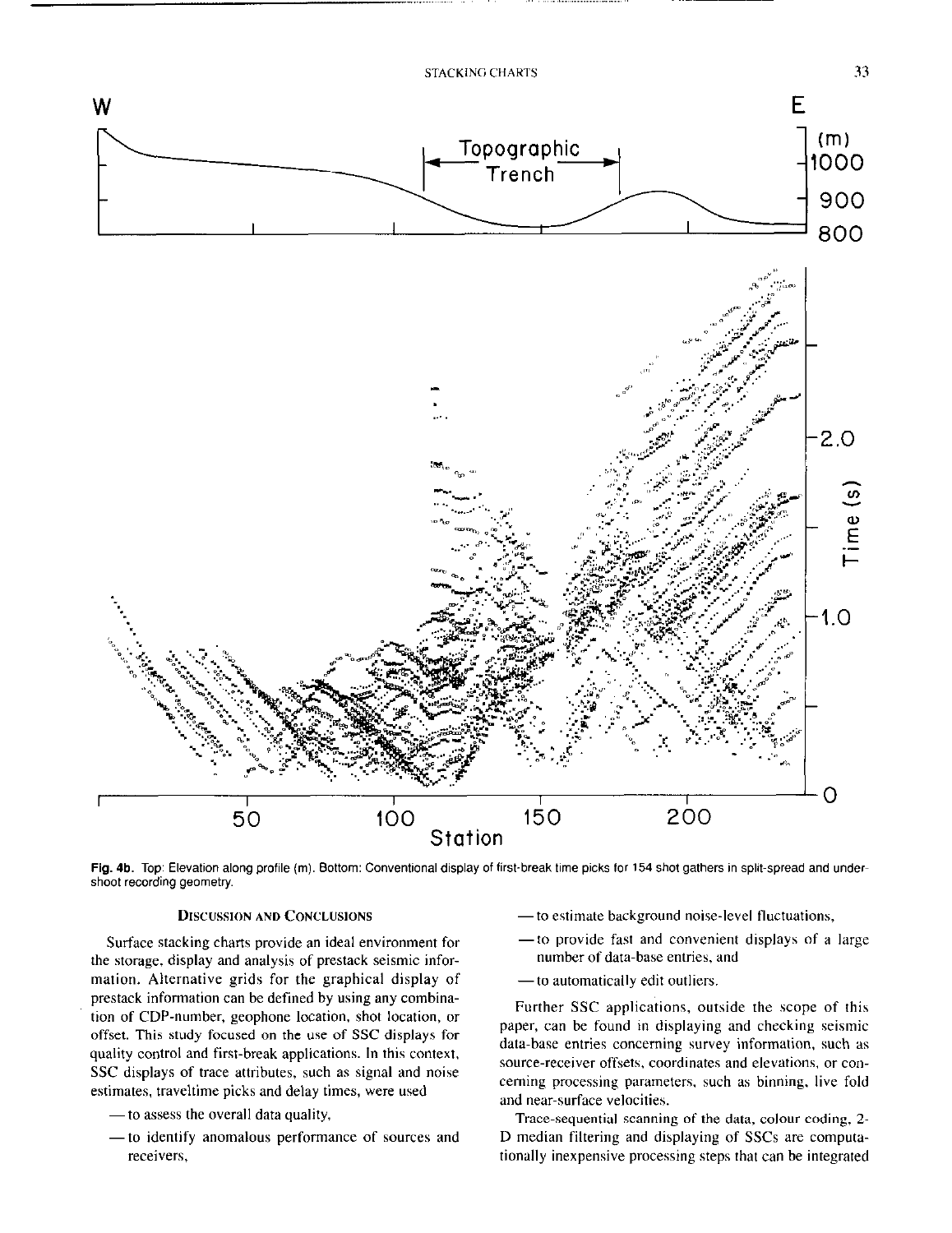Fig. 4b. Top: Elevation along profile (m). Bottom: Conventional display of first-break time picks for 154 shot gathers in split-spread and undershoot recording geometry.

## Discussion and Conclusions

Surface stacking charts provide an ideal environment for the storage, display and analysis of prestack seismic information. Alternative grids for the graphical display of prestack information can be defined by using any combination of CDP-number, geophone location, shot location, or offset. This study focused on the use of SSC displays for quality control and first-break applications. In this context, SSC displays of trace attributes, such as signal and noise estimates, traveltime picks and delay times, were used

- — to assess the overall data quality,
- — to identify anomalous performance of sources and receivers,
- — to estimate background noise-level fluctuations,
- — to provide fast and convenient displays of a large number of data-base entries, and
- — to automatically edit outliers.

Further SSC applications, outside the scope of this paper, can be found in displaying and checking seismic data-base entries concerning survey information, such as source-receiver offsets, coordinates and elevations, or concerning processing parameters, such as binning, live fold and near-surface velocities.

Trace-sequential scanning of the data, colour coding, 2-D median filtering and displaying of SSCs are computationally inexpensive processing steps that can be integrated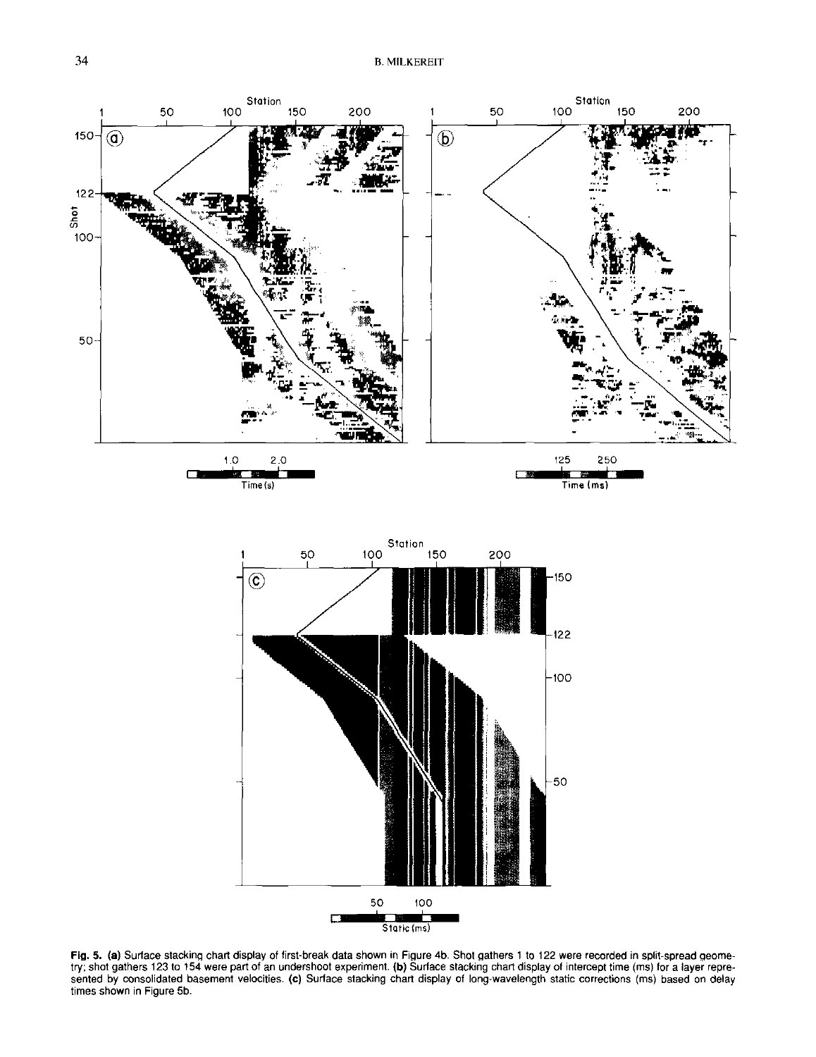**Fig. 5.** **(a)** Surface stacking chart display of first-break data shown in Figure 4b. Shot gathers 1 to 122 were recorded in split-spread geometry; shot gathers 123 to 154 were part of an undershoot experiment. **(b)** Surface stacking chart display of intercept time (ms) for a layer represented by consolidated basement velocities. **(c)** Surface stacking chart display of long-wavelength static corrections (ms) based on delay times shown in Figure 5b.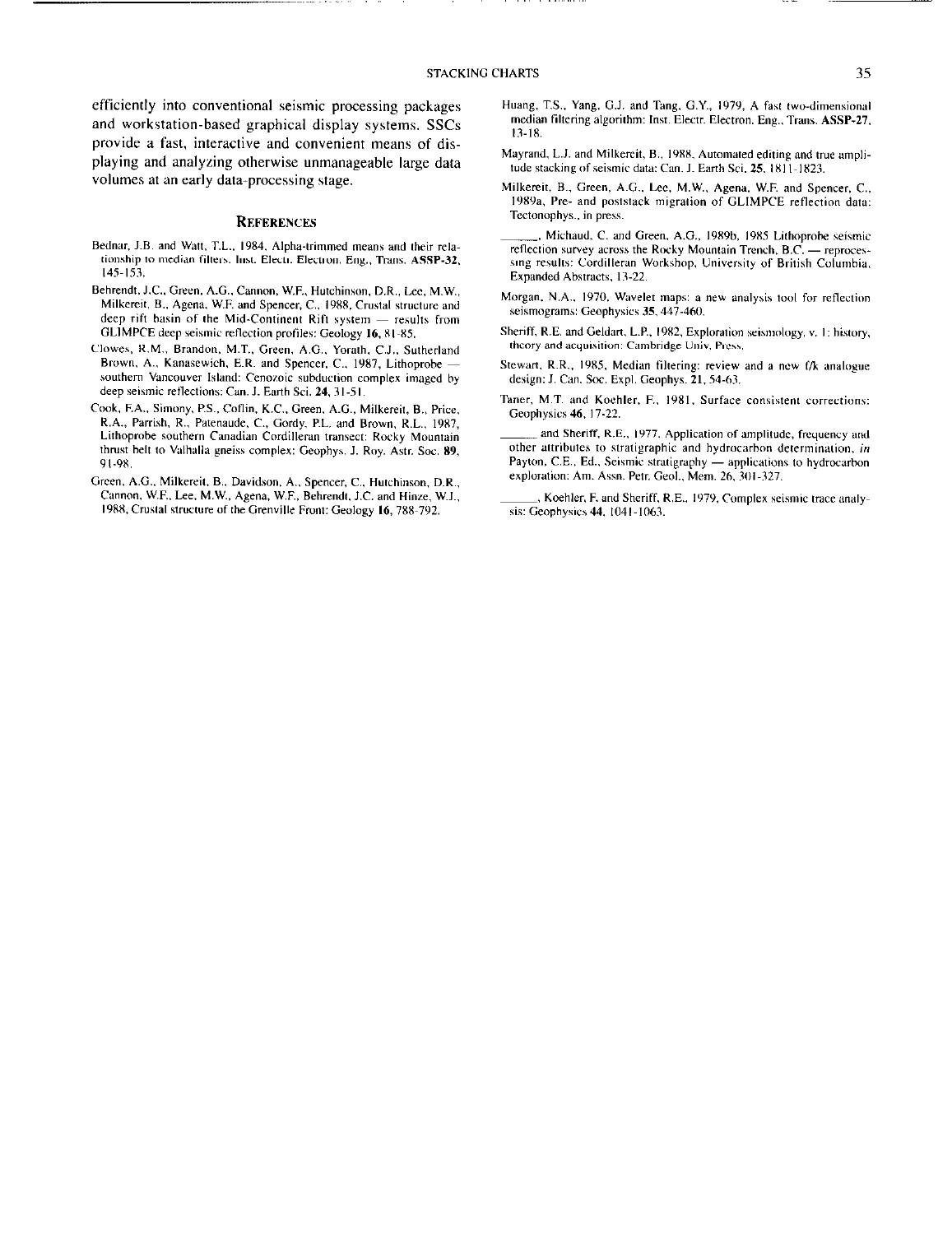efficiently into conventional seismic processing packages and workstation-based graphical display systems. SSCs provide a fast, interactive and convenient means of displaying and analyzing otherwise unmanageable large data volumes at an early data-processing stage.

## References

Bednar, J.B. and Watt, T.L., 1984, Alpha-trimmed means and their relationship to median filters: Inst. Electr. Electron. Eng., Trans. **ASSP-32**, 145-153.

Behrendt, J.C., Green, A.G., Cannon, W.F., Hutchinson, D.R., Lee, M.W., Milkereit, B., Agena, W.F. and Spencer, C., 1988, Crustal structure and deep rift basin of the Mid-Continent Rift system — results from GLIMPCE deep seismic reflection profiles: Geology **16**, 81-85.

Clowes, R.M., Brandon, M.T., Green, A.G., Yorath, C.J., Sutherland Brown, A., Kanasewich, E.R. and Spencer, C., 1987, Lithoprobe — southern Vancouver Island: Cenozoic subduction complex imaged by deep seismic reflections: Can. J. Earth Sci. **24**, 31-51.

Cook, F.A., Simony, P.S., Coflin, K.C., Green, A.G., Milkereit, B., Price, R.A., Parrish, R., Patenaude, C., Gordy, P.L. and Brown, R.L., 1987, Lithoprobe southern Canadian Cordilleran transect: Rocky Mountain thrust belt to Valhalla gneiss complex: Geophys. J. Roy. Astr. Soc. **89**, 91-98.

Green, A.G., Milkereit, B., Davidson, A., Spencer, C., Hutchinson, D.R., Cannon, W.F., Lee, M.W., Agena, W.F., Behrendt, J.C. and Hinze, W.J., 1988, Crustal structure of the Grenville Front: Geology **16**, 788-792.

Huang, T.S., Yang, G.J. and Tang, G.Y., 1979, A fast two-dimensional median filtering algorithm: Inst. Electr. Electron. Eng., Trans. **ASSP-27**, 13-18.

Mayrand, L.J. and Milkereit, B., 1988, Automated editing and true amplitude stacking of seismic data: Can. J. Earth Sci. **25**, 1811-1823.

Milkereit, B., Green, A.G., Lee, M.W., Agena, W.F. and Spencer, C., 1989a, Pre- and poststack migration of GLIMPCE reflection data: Tectonophys., in press.

\_\_\_\_\_, Michaud, C. and Green, A.G., 1989b, 1985 Lithoprobe seismic reflection survey across the Rocky Mountain Trench, B.C. — reprocessing results: Cordilleran Workshop, University of British Columbia, Expanded Abstracts, 13-22.

Morgan, N.A., 1970, Wavelet maps: a new analysis tool for reflection seismograms: Geophysics **35**, 447-460.

Sheriff, R.E. and Geldart, L.P., 1982, Exploration seismology, v. 1: history, theory and acquisition: Cambridge Univ. Press.

Stewart, R.R., 1985, Median filtering: review and a new f/k analogue design: J. Can. Soc. Expl. Geophys. **21**, 54-63.

Taner, M.T. and Koehler, F., 1981, Surface consistent corrections: Geophysics **46**, 17-22.

\_\_\_\_\_ and Sheriff, R.E., 1977, Application of amplitude, frequency and other attributes to stratigraphic and hydrocarbon determination, *in* Payton, C.E., Ed., Seismic stratigraphy — applications to hydrocarbon exploration: Am. Assn. Petr. Geol., Mem. 26, 301-327.

\_\_\_\_\_, Koehler, F. and Sheriff, R.E., 1979, Complex seismic trace analysis: Geophysics **44**, 1041-1063.